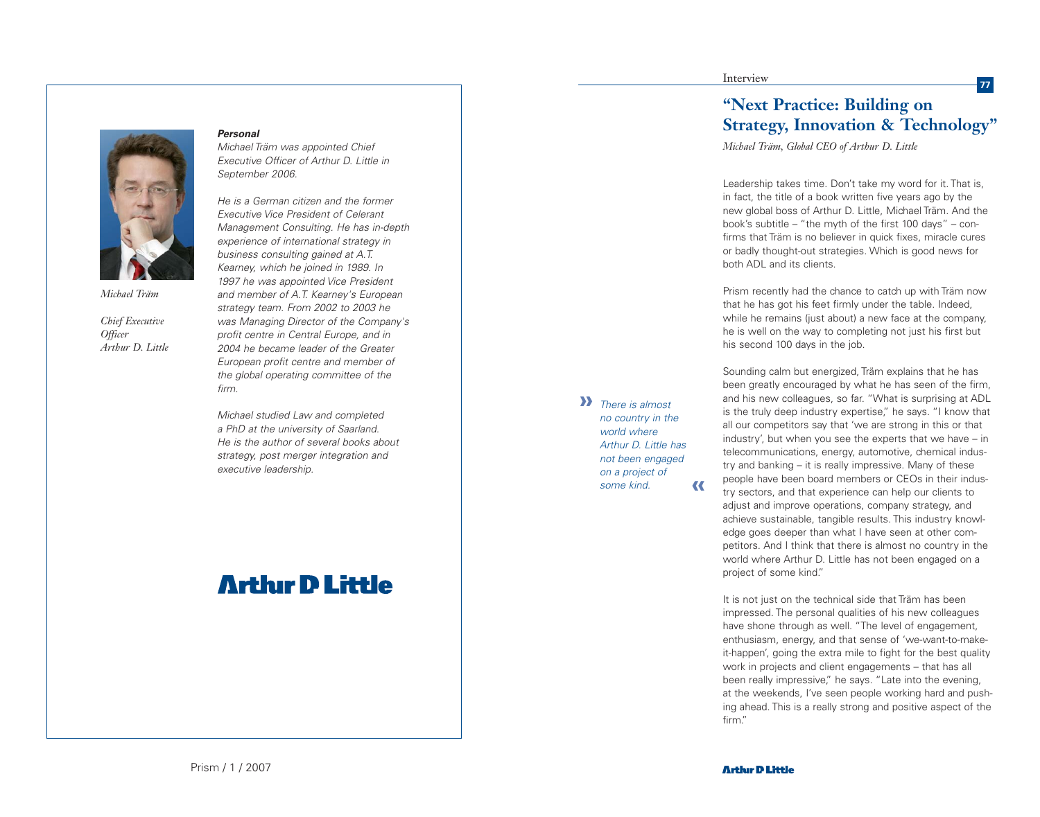Michael Träm

Chief Executive Officer
Arthur D. Little

***Personal***

*Michael Träm was appointed Chief Executive Officer of Arthur D. Little in September 2006.*

*He is a German citizen and the former Executive Vice President of Celerant Management Consulting. He has in-depth experience of international strategy in business consulting gained at A.T. Kearney, which he joined in 1989. In 1997 he was appointed Vice President and member of A.T. Kearney's European strategy team. From 2002 to 2003 he was Managing Director of the Company's profit centre in Central Europe, and in 2004 he became leader of the Greater European profit centre and member of the global operating committee of the firm.*

*Michael studied Law and completed a PhD at the university of Saarland. He is the author of several books about strategy, post merger integration and executive leadership.*

Arthur D Little

Interview

# "Next Practice: Building on Strategy, Innovation & Technology"

*Michael Träm, Global CEO of Arthur D. Little*

Leadership takes time. Don't take my word for it. That is, in fact, the title of a book written five years ago by the new global boss of Arthur D. Little, Michael Träm. And the book's subtitle – "the myth of the first 100 days" – confirms that Träm is no believer in quick fixes, miracle cures or badly thought-out strategies. Which is good news for both ADL and its clients.

Prism recently had the chance to catch up with Träm now that he has got his feet firmly under the table. Indeed, while he remains (just about) a new face at the company, he is well on the way to completing not just his first but his second 100 days in the job.

Sounding calm but energized, Träm explains that he has been greatly encouraged by what he has seen of the firm, and his new colleagues, so far. "What is surprising at ADL is the truly deep industry expertise," he says. "I know that all our competitors say that 'we are strong in this or that industry', but when you see the experts that we have – in telecommunications, energy, automotive, chemical industry and banking – it is really impressive. Many of these people have been board members or CEOs in their industry sectors, and that experience can help our clients to adjust and improve operations, company strategy, and achieve sustainable, tangible results. This industry knowledge goes deeper than what I have seen at other competitors. And I think that there is almost no country in the world where Arthur D. Little has not been engaged on a project of some kind."

> *There is almost no country in the world where Arthur D. Little has not been engaged on a project of some kind.*

It is not just on the technical side that Träm has been impressed. The personal qualities of his new colleagues have shone through as well. "The level of engagement, enthusiasm, energy, and that sense of 'we-want-to-make-it-happen', going the extra mile to fight for the best quality work in projects and client engagements – that has all been really impressive," he says. "Late into the evening, at the weekends, I've seen people working hard and pushing ahead. This is a really strong and positive aspect of the firm."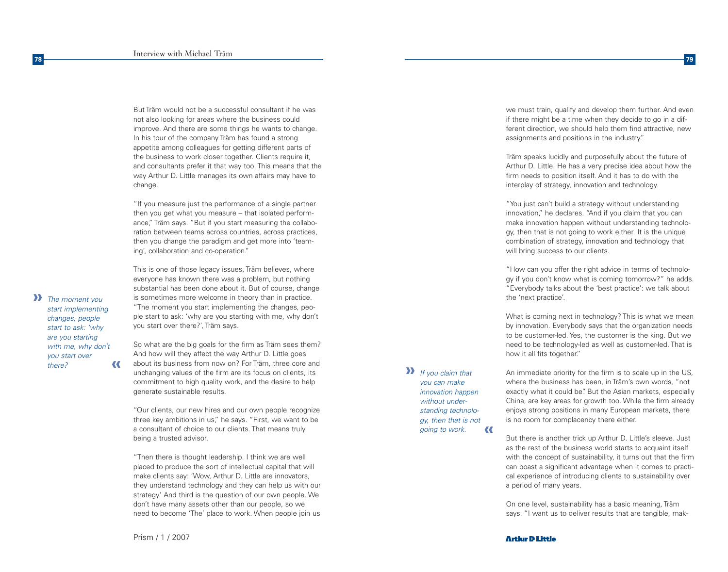But Träm would not be a successful consultant if he was not also looking for areas where the business could improve. And there are some things he wants to change. In his tour of the company Träm has found a strong appetite among colleagues for getting different parts of the business to work closer together. Clients require it, and consultants prefer it that way too. This means that the way Arthur D. Little manages its own affairs may have to change.

"If you measure just the performance of a single partner then you get what you measure – that isolated performance," Träm says. "But if you start measuring the collaboration between teams across countries, across practices, then you change the paradigm and get more into 'teaming', collaboration and co-operation."

This is one of those legacy issues, Träm believes, where everyone has known there was a problem, but nothing substantial has been done about it. But of course, change is sometimes more welcome in theory than in practice. "The moment you start implementing the changes, people start to ask: 'why are you starting with me, why don't you start over there?', Träm says.

> *The moment you start implementing changes, people start to ask: 'why are you starting with me, why don't you start over there?*

So what are the big goals for the firm as Träm sees them? And how will they affect the way Arthur D. Little goes about its business from now on? For Träm, three core and unchanging values of the firm are its focus on clients, its commitment to high quality work, and the desire to help generate sustainable results.

"Our clients, our new hires and our own people recognize three key ambitions in us," he says. "First, we want to be a consultant of choice to our clients. That means truly being a trusted advisor.

"Then there is thought leadership. I think we are well placed to produce the sort of intellectual capital that will make clients say: 'Wow, Arthur D. Little are innovators, they understand technology and they can help us with our strategy.' And third is the question of our own people. We don't have many assets other than our people, so we need to become 'The' place to work. When people join us we must train, qualify and develop them further. And even if there might be a time when they decide to go in a different direction, we should help them find attractive, new assignments and positions in the industry."

Träm speaks lucidly and purposefully about the future of Arthur D. Little. He has a very precise idea about how the firm needs to position itself. And it has to do with the interplay of strategy, innovation and technology.

"You just can't build a strategy without understanding innovation," he declares. "And if you claim that you can make innovation happen without understanding technology, then that is not going to work either. It is the unique combination of strategy, innovation and technology that will bring success to our clients.

"How can you offer the right advice in terms of technology if you don't know what is coming tomorrow?" he adds. "Everybody talks about the 'best practice': we talk about the 'next practice'.

What is coming next in technology? This is what we mean by innovation. Everybody says that the organization needs to be customer-led. Yes, the customer is the king. But we need to be technology-led as well as customer-led. That is how it all fits together."

> *If you claim that you can make innovation happen without understanding technology, then that is not going to work.*

An immediate priority for the firm is to scale up in the US, where the business has been, in Träm's own words, "not exactly what it could be". But the Asian markets, especially China, are key areas for growth too. While the firm already enjoys strong positions in many European markets, there is no room for complacency there either.

But there is another trick up Arthur D. Little's sleeve. Just as the rest of the business world starts to acquaint itself with the concept of sustainability, it turns out that the firm can boast a significant advantage when it comes to practical experience of introducing clients to sustainability over a period of many years.

On one level, sustainability has a basic meaning, Träm says. "I want us to deliver results that are tangible, mak-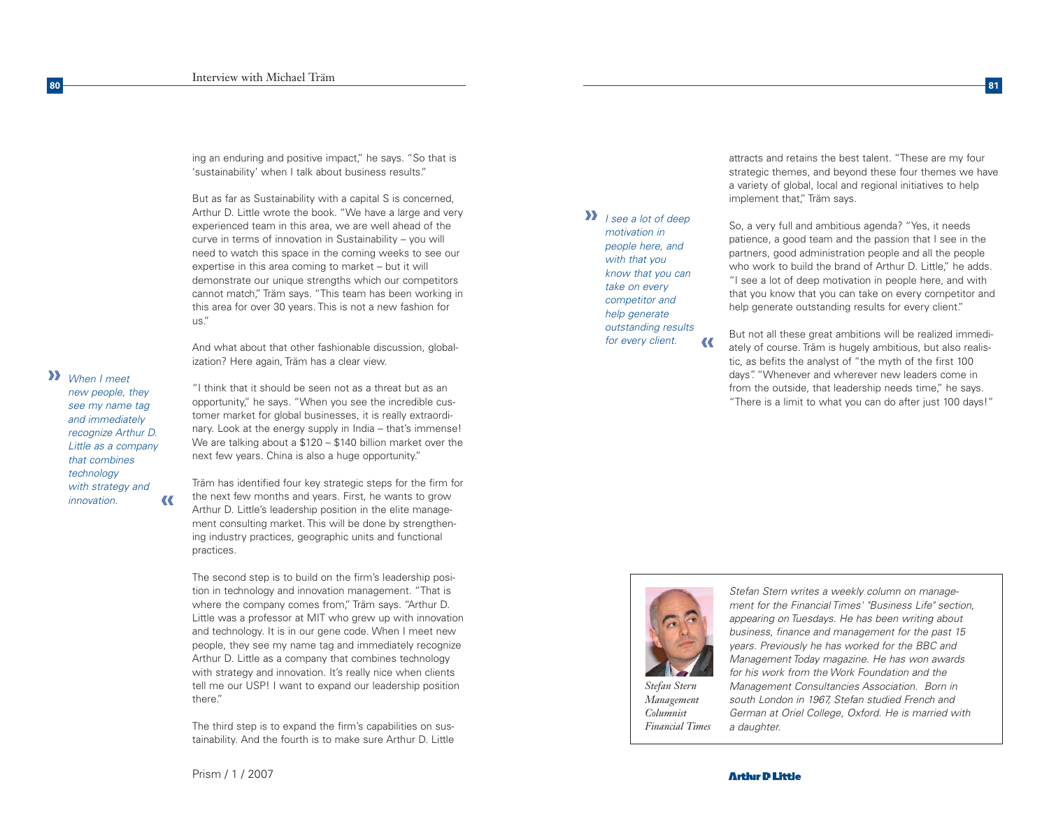ing an enduring and positive impact," he says. "So that is 'sustainability' when I talk about business results."

But as far as Sustainability with a capital S is concerned, Arthur D. Little wrote the book. "We have a large and very experienced team in this area, we are well ahead of the curve in terms of innovation in Sustainability – you will need to watch this space in the coming weeks to see our expertise in this area coming to market – but it will demonstrate our unique strengths which our competitors cannot match," Träm says. "This team has been working in this area for over 30 years. This is not a new fashion for us."

And what about that other fashionable discussion, globalization? Here again, Träm has a clear view.

> *When I meet new people, they see my name tag and immediately recognize Arthur D. Little as a company that combines technology with strategy and innovation.*

"I think that it should be seen not as a threat but as an opportunity," he says. "When you see the incredible customer market for global businesses, it is really extraordinary. Look at the energy supply in India – that's immense! We are talking about a $120 – $140 billion market over the next few years. China is also a huge opportunity."

Träm has identified four key strategic steps for the firm for the next few months and years. First, he wants to grow Arthur D. Little's leadership position in the elite management consulting market. This will be done by strengthening industry practices, geographic units and functional practices.

The second step is to build on the firm's leadership position in technology and innovation management. "That is where the company comes from," Träm says. "Arthur D. Little was a professor at MIT who grew up with innovation and technology. It is in our gene code. When I meet new people, they see my name tag and immediately recognize Arthur D. Little as a company that combines technology with strategy and innovation. It's really nice when clients tell me our USP! I want to expand our leadership position there."

The third step is to expand the firm's capabilities on sustainability. And the fourth is to make sure Arthur D. Little attracts and retains the best talent. "These are my four strategic themes, and beyond these four themes we have a variety of global, local and regional initiatives to help implement that," Träm says.

> *I see a lot of deep motivation in people here, and with that you know that you can take on every competitor and help generate outstanding results for every client.*

So, a very full and ambitious agenda? "Yes, it needs patience, a good team and the passion that I see in the partners, good administration people and all the people who work to build the brand of Arthur D. Little," he adds. "I see a lot of deep motivation in people here, and with that you know that you can take on every competitor and help generate outstanding results for every client."

But not all these great ambitions will be realized immediately of course. Träm is hugely ambitious, but also realistic, as befits the analyst of "the myth of the first 100 days". "Whenever and wherever new leaders come in from the outside, that leadership needs time," he says. "There is a limit to what you can do after just 100 days!"

*Stefan Stern*
*Management Columnist*
*Financial Times*

*Stefan Stern writes a weekly column on management for the Financial Times' "Business Life" section, appearing on Tuesdays. He has been writing about business, finance and management for the past 15 years. Previously he has worked for the BBC and Management Today magazine. He has won awards for his work from the Work Foundation and the Management Consultancies Association. Born in south London in 1967, Stefan studied French and German at Oriel College, Oxford. He is married with a daughter.*